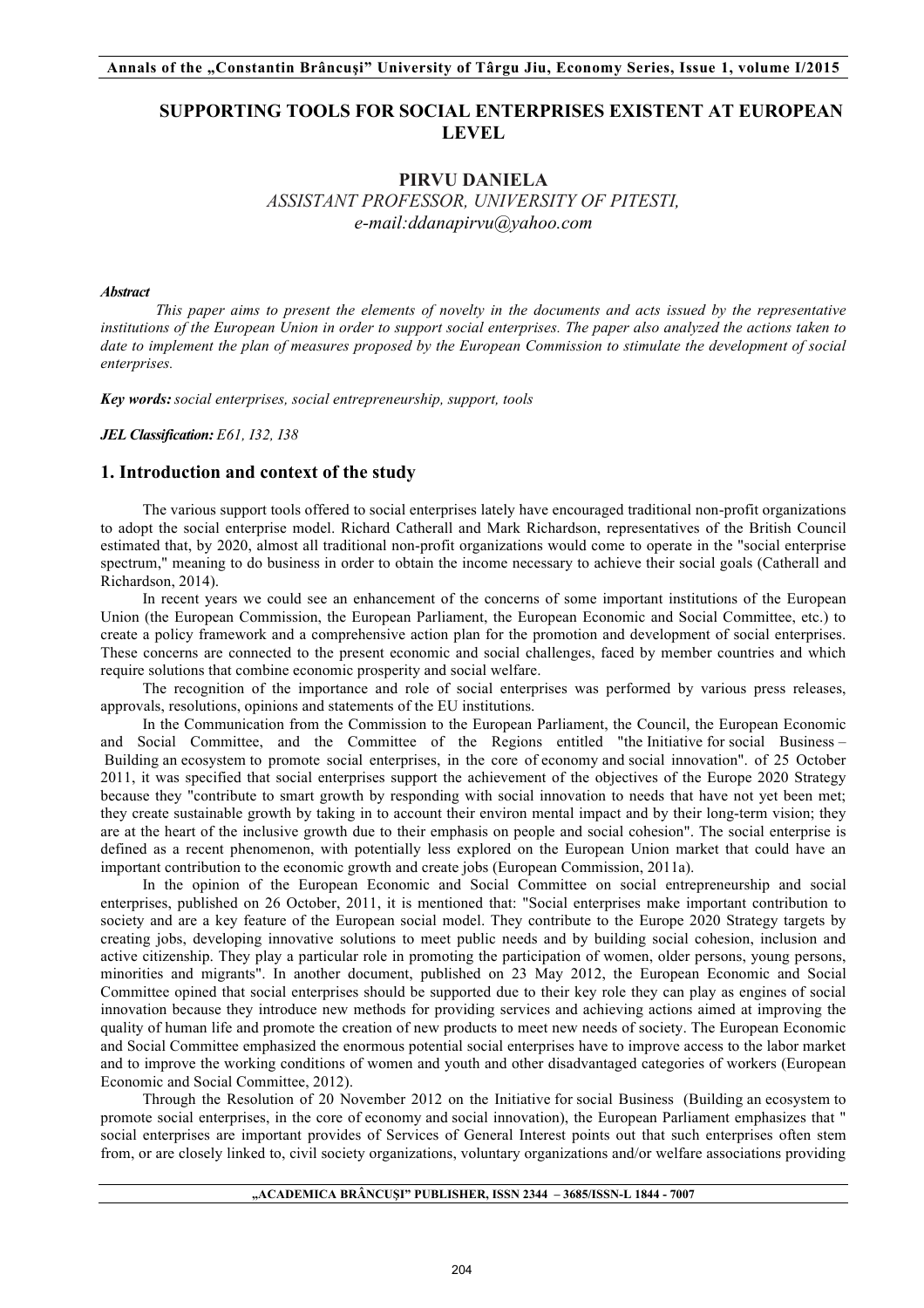# SUPPORTING TOOLS FOR SOCIAL ENTERPRISES EXISTENT AT EUROPEAN LEVEL

**PIRVU DANIELA**

*ASSISTANT PROFESSOR, UNIVERSITY OF PITESTI,*
*e-mail:ddanapirvu@yahoo.com*

***Abstract***

*This paper aims to present the elements of novelty in the documents and acts issued by the representative institutions of the European Union in order to support social enterprises. The paper also analyzed the actions taken to date to implement the plan of measures proposed by the European Commission to stimulate the development of social enterprises.*

***Key words:*** *social enterprises, social entrepreneurship, support, tools*

***JEL Classification:*** *E61, I32, I38*

## 1. Introduction and context of the study

The various support tools offered to social enterprises lately have encouraged traditional non-profit organizations to adopt the social enterprise model. Richard Catherall and Mark Richardson, representatives of the British Council estimated that, by 2020, almost all traditional non-profit organizations would come to operate in the "social enterprise spectrum," meaning to do business in order to obtain the income necessary to achieve their social goals (Catherall and Richardson, 2014).

In recent years we could see an enhancement of the concerns of some important institutions of the European Union (the European Commission, the European Parliament, the European Economic and Social Committee, etc.) to create a policy framework and a comprehensive action plan for the promotion and development of social enterprises. These concerns are connected to the present economic and social challenges, faced by member countries and which require solutions that combine economic prosperity and social welfare.

The recognition of the importance and role of social enterprises was performed by various press releases, approvals, resolutions, opinions and statements of the EU institutions.

In the Communication from the Commission to the European Parliament, the Council, the European Economic and Social Committee, and the Committee of the Regions entitled "the Initiative for social Business – Building an ecosystem to promote social enterprises, in the core of economy and social innovation". of 25 October 2011, it was specified that social enterprises support the achievement of the objectives of the Europe 2020 Strategy because they "contribute to smart growth by responding with social innovation to needs that have not yet been met; they create sustainable growth by taking in to account their environ mental impact and by their long-term vision; they are at the heart of the inclusive growth due to their emphasis on people and social cohesion". The social enterprise is defined as a recent phenomenon, with potentially less explored on the European Union market that could have an important contribution to the economic growth and create jobs (European Commission, 2011a).

In the opinion of the European Economic and Social Committee on social entrepreneurship and social enterprises, published on 26 October, 2011, it is mentioned that: "Social enterprises make important contribution to society and are a key feature of the European social model. They contribute to the Europe 2020 Strategy targets by creating jobs, developing innovative solutions to meet public needs and by building social cohesion, inclusion and active citizenship. They play a particular role in promoting the participation of women, older persons, young persons, minorities and migrants". In another document, published on 23 May 2012, the European Economic and Social Committee opined that social enterprises should be supported due to their key role they can play as engines of social innovation because they introduce new methods for providing services and achieving actions aimed at improving the quality of human life and promote the creation of new products to meet new needs of society. The European Economic and Social Committee emphasized the enormous potential social enterprises have to improve access to the labor market and to improve the working conditions of women and youth and other disadvantaged categories of workers (European Economic and Social Committee, 2012).

Through the Resolution of 20 November 2012 on the Initiative for social Business (Building an ecosystem to promote social enterprises, in the core of economy and social innovation), the European Parliament emphasizes that " social enterprises are important provides of Services of General Interest points out that such enterprises often stem from, or are closely linked to, civil society organizations, voluntary organizations and/or welfare associations providing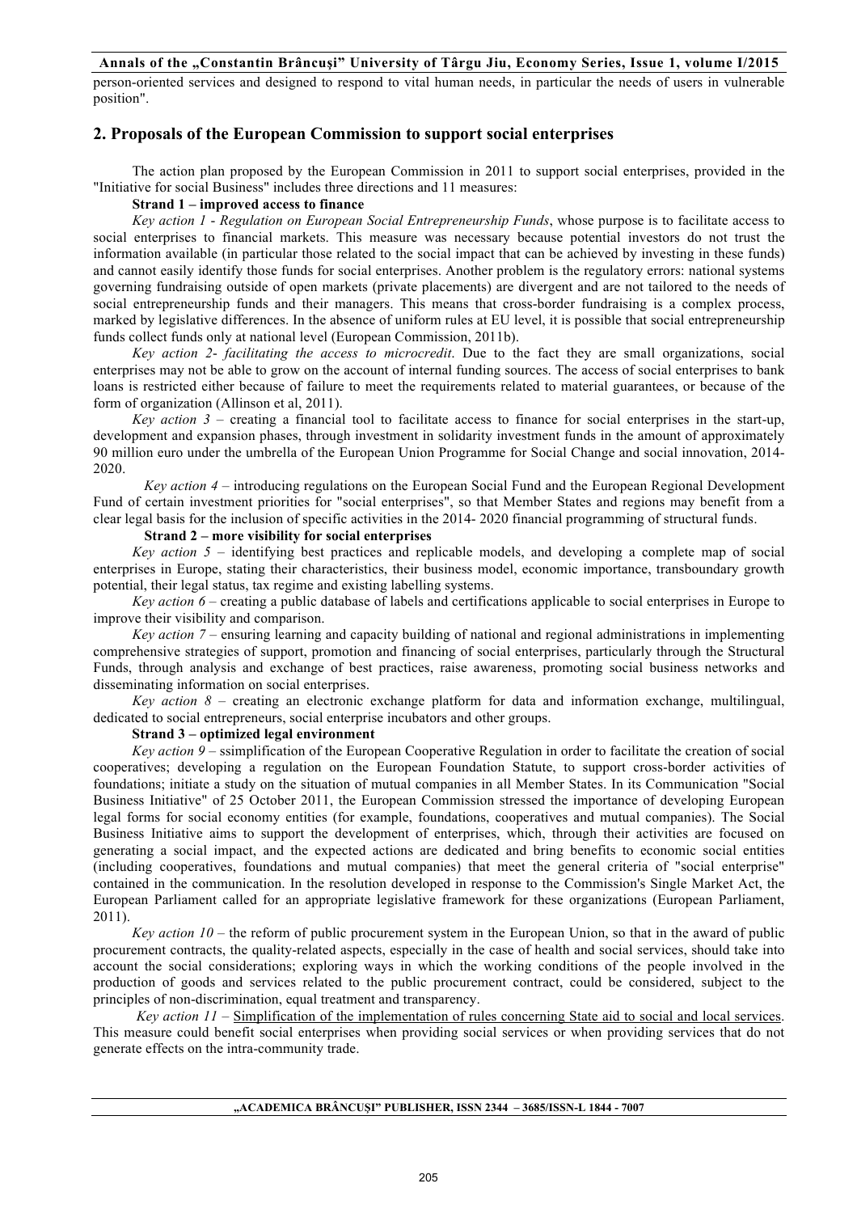person-oriented services and designed to respond to vital human needs, in particular the needs of users in vulnerable position".

## 2. Proposals of the European Commission to support social enterprises

The action plan proposed by the European Commission in 2011 to support social enterprises, provided in the "Initiative for social Business" includes three directions and 11 measures:

**Strand 1 – improved access to finance**

*Key action 1 - Regulation on European Social Entrepreneurship Funds*, whose purpose is to facilitate access to social enterprises to financial markets. This measure was necessary because potential investors do not trust the information available (in particular those related to the social impact that can be achieved by investing in these funds) and cannot easily identify those funds for social enterprises. Another problem is the regulatory errors: national systems governing fundraising outside of open markets (private placements) are divergent and are not tailored to the needs of social entrepreneurship funds and their managers. This means that cross-border fundraising is a complex process, marked by legislative differences. In the absence of uniform rules at EU level, it is possible that social entrepreneurship funds collect funds only at national level (European Commission, 2011b).

*Key action 2- facilitating the access to microcredit*. Due to the fact they are small organizations, social enterprises may not be able to grow on the account of internal funding sources. The access of social enterprises to bank loans is restricted either because of failure to meet the requirements related to material guarantees, or because of the form of organization (Allinson et al, 2011).

*Key action 3* – creating a financial tool to facilitate access to finance for social enterprises in the start-up, development and expansion phases, through investment in solidarity investment funds in the amount of approximately 90 million euro under the umbrella of the European Union Programme for Social Change and social innovation, 2014-2020.

*Key action 4* – introducing regulations on the European Social Fund and the European Regional Development Fund of certain investment priorities for "social enterprises", so that Member States and regions may benefit from a clear legal basis for the inclusion of specific activities in the 2014- 2020 financial programming of structural funds.

**Strand 2 – more visibility for social enterprises**

*Key action 5* – identifying best practices and replicable models, and developing a complete map of social enterprises in Europe, stating their characteristics, their business model, economic importance, transboundary growth potential, their legal status, tax regime and existing labelling systems.

*Key action 6* – creating a public database of labels and certifications applicable to social enterprises in Europe to improve their visibility and comparison.

*Key action 7* – ensuring learning and capacity building of national and regional administrations in implementing comprehensive strategies of support, promotion and financing of social enterprises, particularly through the Structural Funds, through analysis and exchange of best practices, raise awareness, promoting social business networks and disseminating information on social enterprises.

*Key action 8* – creating an electronic exchange platform for data and information exchange, multilingual, dedicated to social entrepreneurs, social enterprise incubators and other groups.

**Strand 3 – optimized legal environment**

*Key action 9* – ssimplification of the European Cooperative Regulation in order to facilitate the creation of social cooperatives; developing a regulation on the European Foundation Statute, to support cross-border activities of foundations; initiate a study on the situation of mutual companies in all Member States. In its Communication "Social Business Initiative" of 25 October 2011, the European Commission stressed the importance of developing European legal forms for social economy entities (for example, foundations, cooperatives and mutual companies). The Social Business Initiative aims to support the development of enterprises, which, through their activities are focused on generating a social impact, and the expected actions are dedicated and bring benefits to economic social entities (including cooperatives, foundations and mutual companies) that meet the general criteria of "social enterprise" contained in the communication. In the resolution developed in response to the Commission's Single Market Act, the European Parliament called for an appropriate legislative framework for these organizations (European Parliament, 2011).

*Key action 10* – the reform of public procurement system in the European Union, so that in the award of public procurement contracts, the quality-related aspects, especially in the case of health and social services, should take into account the social considerations; exploring ways in which the working conditions of the people involved in the production of goods and services related to the public procurement contract, could be considered, subject to the principles of non-discrimination, equal treatment and transparency.

*Key action 11* – Simplification of the implementation of rules concerning State aid to social and local services. This measure could benefit social enterprises when providing social services or when providing services that do not generate effects on the intra-community trade.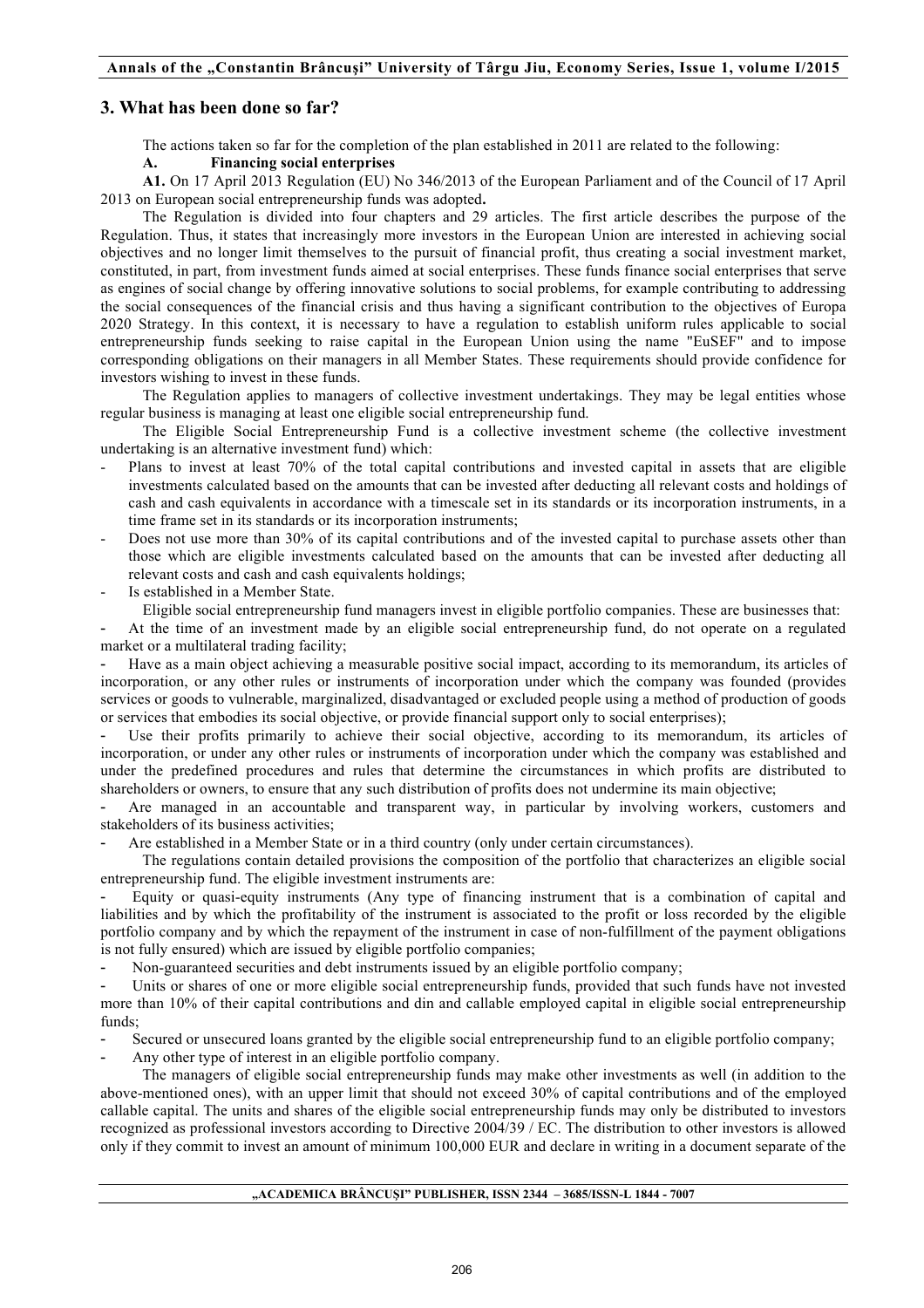## 3. What has been done so far?

The actions taken so far for the completion of the plan established in 2011 are related to the following:

**A. Financing social enterprises**

**A1.** On 17 April 2013 Regulation (EU) No 346/2013 of the European Parliament and of the Council of 17 April 2013 on European social entrepreneurship funds was adopted**.**

The Regulation is divided into four chapters and 29 articles. The first article describes the purpose of the Regulation. Thus, it states that increasingly more investors in the European Union are interested in achieving social objectives and no longer limit themselves to the pursuit of financial profit, thus creating a social investment market, constituted, in part, from investment funds aimed at social enterprises. These funds finance social enterprises that serve as engines of social change by offering innovative solutions to social problems, for example contributing to addressing the social consequences of the financial crisis and thus having a significant contribution to the objectives of Europa 2020 Strategy. In this context, it is necessary to have a regulation to establish uniform rules applicable to social entrepreneurship funds seeking to raise capital in the European Union using the name "EuSEF" and to impose corresponding obligations on their managers in all Member States. These requirements should provide confidence for investors wishing to invest in these funds.

The Regulation applies to managers of collective investment undertakings. They may be legal entities whose regular business is managing at least one eligible social entrepreneurship fund.

The Eligible Social Entrepreneurship Fund is a collective investment scheme (the collective investment undertaking is an alternative investment fund) which:

- Plans to invest at least 70% of the total capital contributions and invested capital in assets that are eligible investments calculated based on the amounts that can be invested after deducting all relevant costs and holdings of cash and cash equivalents in accordance with a timescale set in its standards or its incorporation instruments, in a time frame set in its standards or its incorporation instruments;
- Does not use more than 30% of its capital contributions and of the invested capital to purchase assets other than those which are eligible investments calculated based on the amounts that can be invested after deducting all relevant costs and cash and cash equivalents holdings;
- Is established in a Member State.

Eligible social entrepreneurship fund managers invest in eligible portfolio companies. These are businesses that:

- At the time of an investment made by an eligible social entrepreneurship fund, do not operate on a regulated market or a multilateral trading facility;
- Have as a main object achieving a measurable positive social impact, according to its memorandum, its articles of incorporation, or any other rules or instruments of incorporation under which the company was founded (provides services or goods to vulnerable, marginalized, disadvantaged or excluded people using a method of production of goods or services that embodies its social objective, or provide financial support only to social enterprises);
- Use their profits primarily to achieve their social objective, according to its memorandum, its articles of incorporation, or under any other rules or instruments of incorporation under which the company was established and under the predefined procedures and rules that determine the circumstances in which profits are distributed to shareholders or owners, to ensure that any such distribution of profits does not undermine its main objective;
- Are managed in an accountable and transparent way, in particular by involving workers, customers and stakeholders of its business activities;
- Are established in a Member State or in a third country (only under certain circumstances).

The regulations contain detailed provisions the composition of the portfolio that characterizes an eligible social entrepreneurship fund. The eligible investment instruments are:

- Equity or quasi-equity instruments (Any type of financing instrument that is a combination of capital and liabilities and by which the profitability of the instrument is associated to the profit or loss recorded by the eligible portfolio company and by which the repayment of the instrument in case of non-fulfillment of the payment obligations is not fully ensured) which are issued by eligible portfolio companies;
- Non-guaranteed securities and debt instruments issued by an eligible portfolio company;
- Units or shares of one or more eligible social entrepreneurship funds, provided that such funds have not invested more than 10% of their capital contributions and din and callable employed capital in eligible social entrepreneurship funds;
- Secured or unsecured loans granted by the eligible social entrepreneurship fund to an eligible portfolio company;
- Any other type of interest in an eligible portfolio company.

The managers of eligible social entrepreneurship funds may make other investments as well (in addition to the above-mentioned ones), with an upper limit that should not exceed 30% of capital contributions and of the employed callable capital. The units and shares of the eligible social entrepreneurship funds may only be distributed to investors recognized as professional investors according to Directive 2004/39 / EC. The distribution to other investors is allowed only if they commit to invest an amount of minimum 100,000 EUR and declare in writing in a document separate of the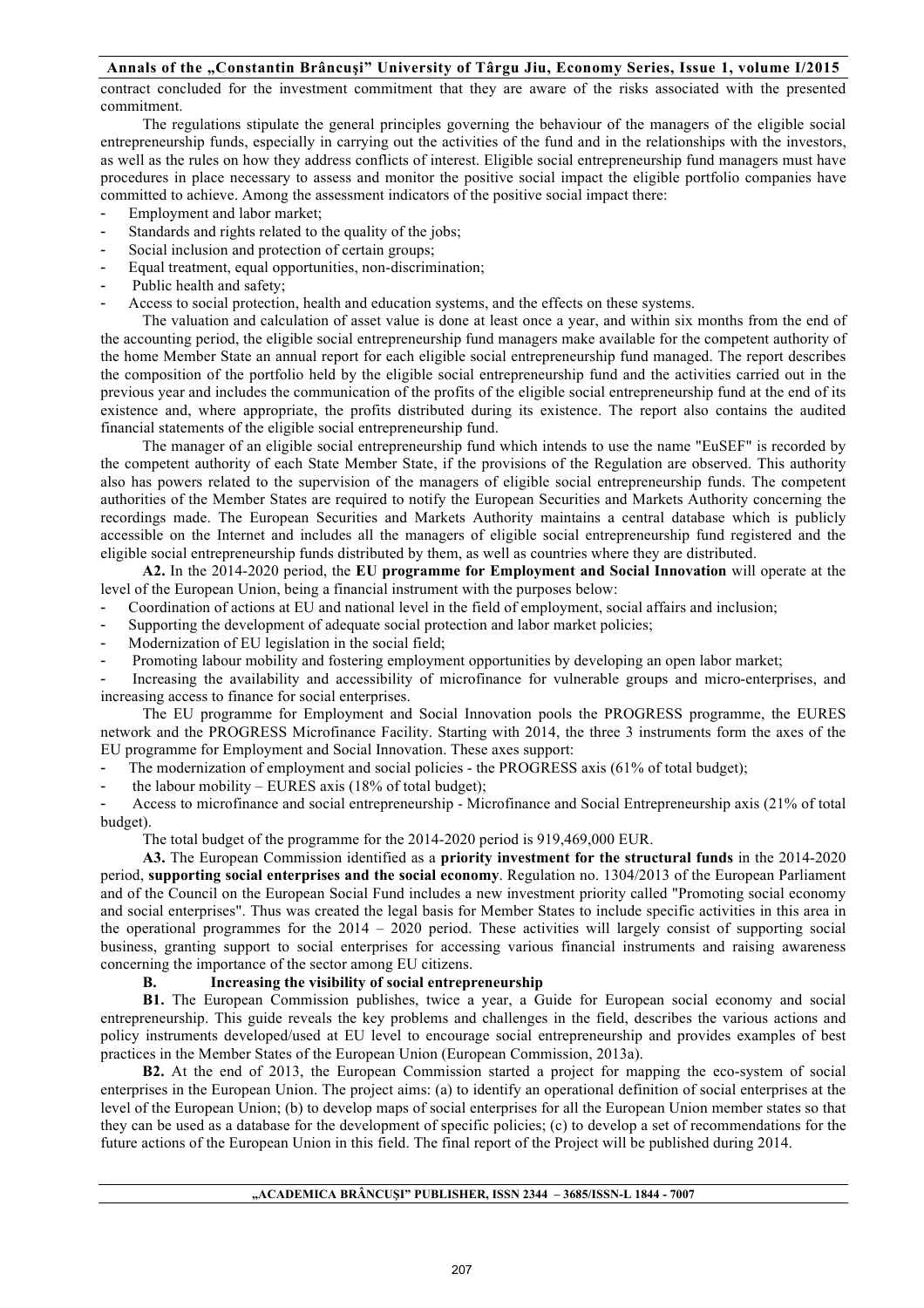contract concluded for the investment commitment that they are aware of the risks associated with the presented commitment.

The regulations stipulate the general principles governing the behaviour of the managers of the eligible social entrepreneurship funds, especially in carrying out the activities of the fund and in the relationships with the investors, as well as the rules on how they address conflicts of interest. Eligible social entrepreneurship fund managers must have procedures in place necessary to assess and monitor the positive social impact the eligible portfolio companies have committed to achieve. Among the assessment indicators of the positive social impact there:

- Employment and labor market;
- Standards and rights related to the quality of the jobs;
- Social inclusion and protection of certain groups;
- Equal treatment, equal opportunities, non-discrimination;
- Public health and safety;
- Access to social protection, health and education systems, and the effects on these systems.

The valuation and calculation of asset value is done at least once a year, and within six months from the end of the accounting period, the eligible social entrepreneurship fund managers make available for the competent authority of the home Member State an annual report for each eligible social entrepreneurship fund managed. The report describes the composition of the portfolio held by the eligible social entrepreneurship fund and the activities carried out in the previous year and includes the communication of the profits of the eligible social entrepreneurship fund at the end of its existence and, where appropriate, the profits distributed during its existence. The report also contains the audited financial statements of the eligible social entrepreneurship fund.

The manager of an eligible social entrepreneurship fund which intends to use the name "EuSEF" is recorded by the competent authority of each State Member State, if the provisions of the Regulation are observed. This authority also has powers related to the supervision of the managers of eligible social entrepreneurship funds. The competent authorities of the Member States are required to notify the European Securities and Markets Authority concerning the recordings made. The European Securities and Markets Authority maintains a central database which is publicly accessible on the Internet and includes all the managers of eligible social entrepreneurship fund registered and the eligible social entrepreneurship funds distributed by them, as well as countries where they are distributed.

**A2.** In the 2014-2020 period, the **EU programme for Employment and Social Innovation** will operate at the level of the European Union, being a financial instrument with the purposes below:

- Coordination of actions at EU and national level in the field of employment, social affairs and inclusion;
- Supporting the development of adequate social protection and labor market policies;
- Modernization of EU legislation in the social field;
- Promoting labour mobility and fostering employment opportunities by developing an open labor market;
- Increasing the availability and accessibility of microfinance for vulnerable groups and micro-enterprises, and increasing access to finance for social enterprises.

The EU programme for Employment and Social Innovation pools the PROGRESS programme, the EURES network and the PROGRESS Microfinance Facility. Starting with 2014, the three 3 instruments form the axes of the EU programme for Employment and Social Innovation. These axes support:

- The modernization of employment and social policies - the PROGRESS axis (61% of total budget);
- the labour mobility – EURES axis (18% of total budget);
- Access to microfinance and social entrepreneurship - Microfinance and Social Entrepreneurship axis (21% of total budget).

The total budget of the programme for the 2014-2020 period is 919,469,000 EUR.

**A3.** The European Commission identified as a **priority investment for the structural funds** in the 2014-2020 period, **supporting social enterprises and the social economy**. Regulation no. 1304/2013 of the European Parliament and of the Council on the European Social Fund includes a new investment priority called "Promoting social economy and social enterprises". Thus was created the legal basis for Member States to include specific activities in this area in the operational programmes for the 2014 – 2020 period. These activities will largely consist of supporting social business, granting support to social enterprises for accessing various financial instruments and raising awareness concerning the importance of the sector among EU citizens.

## B. Increasing the visibility of social entrepreneurship

**B1.** The European Commission publishes, twice a year, a Guide for European social economy and social entrepreneurship. This guide reveals the key problems and challenges in the field, describes the various actions and policy instruments developed/used at EU level to encourage social entrepreneurship and provides examples of best practices in the Member States of the European Union (European Commission, 2013a).

**B2.** At the end of 2013, the European Commission started a project for mapping the eco-system of social enterprises in the European Union. The project aims: (a) to identify an operational definition of social enterprises at the level of the European Union; (b) to develop maps of social enterprises for all the European Union member states so that they can be used as a database for the development of specific policies; (c) to develop a set of recommendations for the future actions of the European Union in this field. The final report of the Project will be published during 2014.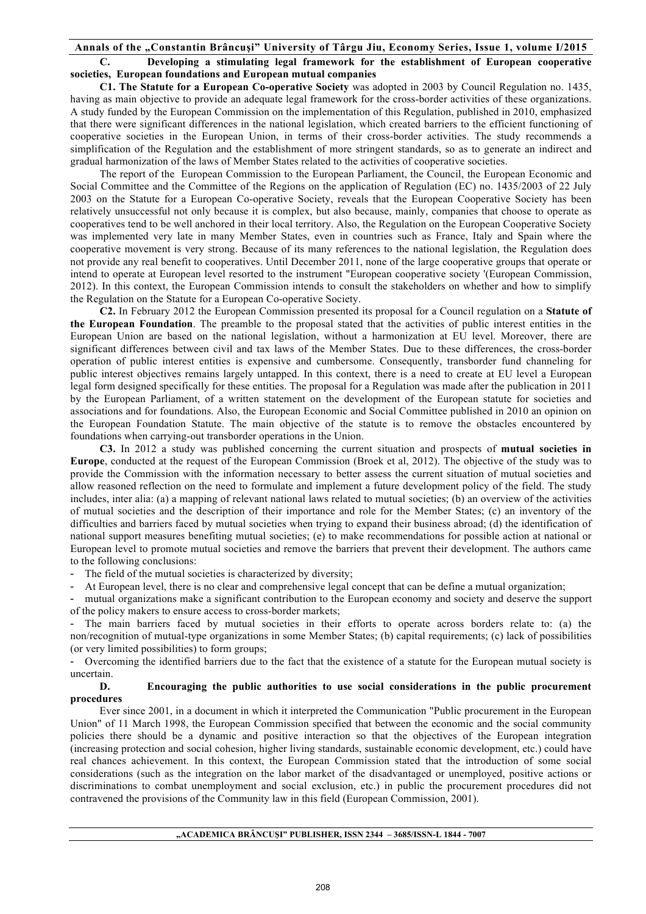**C. Developing a stimulating legal framework for the establishment of European cooperative societies, European foundations and European mutual companies**

**C1. The Statute for a European Co-operative Society** was adopted in 2003 by Council Regulation no. 1435, having as main objective to provide an adequate legal framework for the cross-border activities of these organizations. A study funded by the European Commission on the implementation of this Regulation, published in 2010, emphasized that there were significant differences in the national legislation, which created barriers to the efficient functioning of cooperative societies in the European Union, in terms of their cross-border activities. The study recommends a simplification of the Regulation and the establishment of more stringent standards, so as to generate an indirect and gradual harmonization of the laws of Member States related to the activities of cooperative societies.

The report of the European Commission to the European Parliament, the Council, the European Economic and Social Committee and the Committee of the Regions on the application of Regulation (EC) no. 1435/2003 of 22 July 2003 on the Statute for a European Co-operative Society, reveals that the European Cooperative Society has been relatively unsuccessful not only because it is complex, but also because, mainly, companies that choose to operate as cooperatives tend to be well anchored in their local territory. Also, the Regulation on the European Cooperative Society was implemented very late in many Member States, even in countries such as France, Italy and Spain where the cooperative movement is very strong. Because of its many references to the national legislation, the Regulation does not provide any real benefit to cooperatives. Until December 2011, none of the large cooperative groups that operate or intend to operate at European level resorted to the instrument "European cooperative society '(European Commission, 2012). In this context, the European Commission intends to consult the stakeholders on whether and how to simplify the Regulation on the Statute for a European Co-operative Society.

**C2.** In February 2012 the European Commission presented its proposal for a Council regulation on a **Statute of the European Foundation**. The preamble to the proposal stated that the activities of public interest entities in the European Union are based on the national legislation, without a harmonization at EU level. Moreover, there are significant differences between civil and tax laws of the Member States. Due to these differences, the cross-border operation of public interest entities is expensive and cumbersome. Consequently, transborder fund channeling for public interest objectives remains largely untapped. In this context, there is a need to create at EU level a European legal form designed specifically for these entities. The proposal for a Regulation was made after the publication in 2011 by the European Parliament, of a written statement on the development of the European statute for societies and associations and for foundations. Also, the European Economic and Social Committee published in 2010 an opinion on the European Foundation Statute. The main objective of the statute is to remove the obstacles encountered by foundations when carrying-out transborder operations in the Union.

**C3.** In 2012 a study was published concerning the current situation and prospects of **mutual societies in Europe**, conducted at the request of the European Commission (Broek et al, 2012). The objective of the study was to provide the Commission with the information necessary to better assess the current situation of mutual societies and allow reasoned reflection on the need to formulate and implement a future development policy of the field. The study includes, inter alia: (a) a mapping of relevant national laws related to mutual societies; (b) an overview of the activities of mutual societies and the description of their importance and role for the Member States; (c) an inventory of the difficulties and barriers faced by mutual societies when trying to expand their business abroad; (d) the identification of national support measures benefiting mutual societies; (e) to make recommendations for possible action at national or European level to promote mutual societies and remove the barriers that prevent their development. The authors came to the following conclusions:

- The field of the mutual societies is characterized by diversity;
- At European level, there is no clear and comprehensive legal concept that can be define a mutual organization;
- mutual organizations make a significant contribution to the European economy and society and deserve the support of the policy makers to ensure access to cross-border markets;
- The main barriers faced by mutual societies in their efforts to operate across borders relate to: (a) the non/recognition of mutual-type organizations in some Member States; (b) capital requirements; (c) lack of possibilities (or very limited possibilities) to form groups;
- Overcoming the identified barriers due to the fact that the existence of a statute for the European mutual society is uncertain.

**D. Encouraging the public authorities to use social considerations in the public procurement procedures**

Ever since 2001, in a document in which it interpreted the Communication "Public procurement in the European Union" of 11 March 1998, the European Commission specified that between the economic and the social community policies there should be a dynamic and positive interaction so that the objectives of the European integration (increasing protection and social cohesion, higher living standards, sustainable economic development, etc.) could have real chances achievement. In this context, the European Commission stated that the introduction of some social considerations (such as the integration on the labor market of the disadvantaged or unemployed, positive actions or discriminations to combat unemployment and social exclusion, etc.) in public the procurement procedures did not contravened the provisions of the Community law in this field (European Commission, 2001).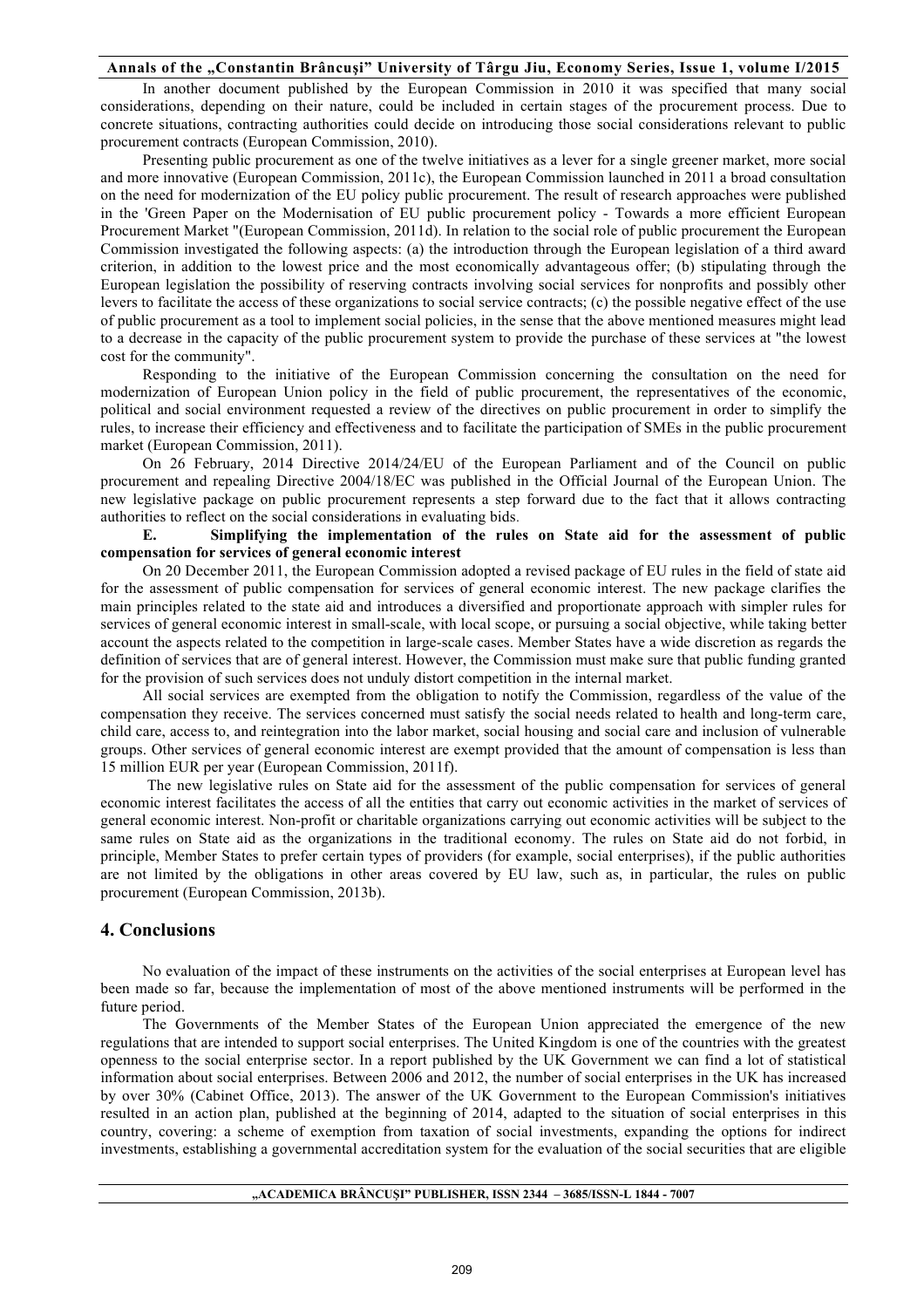In another document published by the European Commission in 2010 it was specified that many social considerations, depending on their nature, could be included in certain stages of the procurement process. Due to concrete situations, contracting authorities could decide on introducing those social considerations relevant to public procurement contracts (European Commission, 2010).

Presenting public procurement as one of the twelve initiatives as a lever for a single greener market, more social and more innovative (European Commission, 2011c), the European Commission launched in 2011 a broad consultation on the need for modernization of the EU policy public procurement. The result of research approaches were published in the 'Green Paper on the Modernisation of EU public procurement policy - Towards a more efficient European Procurement Market "(European Commission, 2011d). In relation to the social role of public procurement the European Commission investigated the following aspects: (a) the introduction through the European legislation of a third award criterion, in addition to the lowest price and the most economically advantageous offer; (b) stipulating through the European legislation the possibility of reserving contracts involving social services for nonprofits and possibly other levers to facilitate the access of these organizations to social service contracts; (c) the possible negative effect of the use of public procurement as a tool to implement social policies, in the sense that the above mentioned measures might lead to a decrease in the capacity of the public procurement system to provide the purchase of these services at "the lowest cost for the community".

Responding to the initiative of the European Commission concerning the consultation on the need for modernization of European Union policy in the field of public procurement, the representatives of the economic, political and social environment requested a review of the directives on public procurement in order to simplify the rules, to increase their efficiency and effectiveness and to facilitate the participation of SMEs in the public procurement market (European Commission, 2011).

On 26 February, 2014 Directive 2014/24/EU of the European Parliament and of the Council on public procurement and repealing Directive 2004/18/EC was published in the Official Journal of the European Union. The new legislative package on public procurement represents a step forward due to the fact that it allows contracting authorities to reflect on the social considerations in evaluating bids.

**E. Simplifying the implementation of the rules on State aid for the assessment of public compensation for services of general economic interest**

On 20 December 2011, the European Commission adopted a revised package of EU rules in the field of state aid for the assessment of public compensation for services of general economic interest. The new package clarifies the main principles related to the state aid and introduces a diversified and proportionate approach with simpler rules for services of general economic interest in small-scale, with local scope, or pursuing a social objective, while taking better account the aspects related to the competition in large-scale cases. Member States have a wide discretion as regards the definition of services that are of general interest. However, the Commission must make sure that public funding granted for the provision of such services does not unduly distort competition in the internal market.

All social services are exempted from the obligation to notify the Commission, regardless of the value of the compensation they receive. The services concerned must satisfy the social needs related to health and long-term care, child care, access to, and reintegration into the labor market, social housing and social care and inclusion of vulnerable groups. Other services of general economic interest are exempt provided that the amount of compensation is less than 15 million EUR per year (European Commission, 2011f).

The new legislative rules on State aid for the assessment of the public compensation for services of general economic interest facilitates the access of all the entities that carry out economic activities in the market of services of general economic interest. Non-profit or charitable organizations carrying out economic activities will be subject to the same rules on State aid as the organizations in the traditional economy. The rules on State aid do not forbid, in principle, Member States to prefer certain types of providers (for example, social enterprises), if the public authorities are not limited by the obligations in other areas covered by EU law, such as, in particular, the rules on public procurement (European Commission, 2013b).

## 4. Conclusions

No evaluation of the impact of these instruments on the activities of the social enterprises at European level has been made so far, because the implementation of most of the above mentioned instruments will be performed in the future period.

The Governments of the Member States of the European Union appreciated the emergence of the new regulations that are intended to support social enterprises. The United Kingdom is one of the countries with the greatest openness to the social enterprise sector. In a report published by the UK Government we can find a lot of statistical information about social enterprises. Between 2006 and 2012, the number of social enterprises in the UK has increased by over 30% (Cabinet Office, 2013). The answer of the UK Government to the European Commission's initiatives resulted in an action plan, published at the beginning of 2014, adapted to the situation of social enterprises in this country, covering: a scheme of exemption from taxation of social investments, expanding the options for indirect investments, establishing a governmental accreditation system for the evaluation of the social securities that are eligible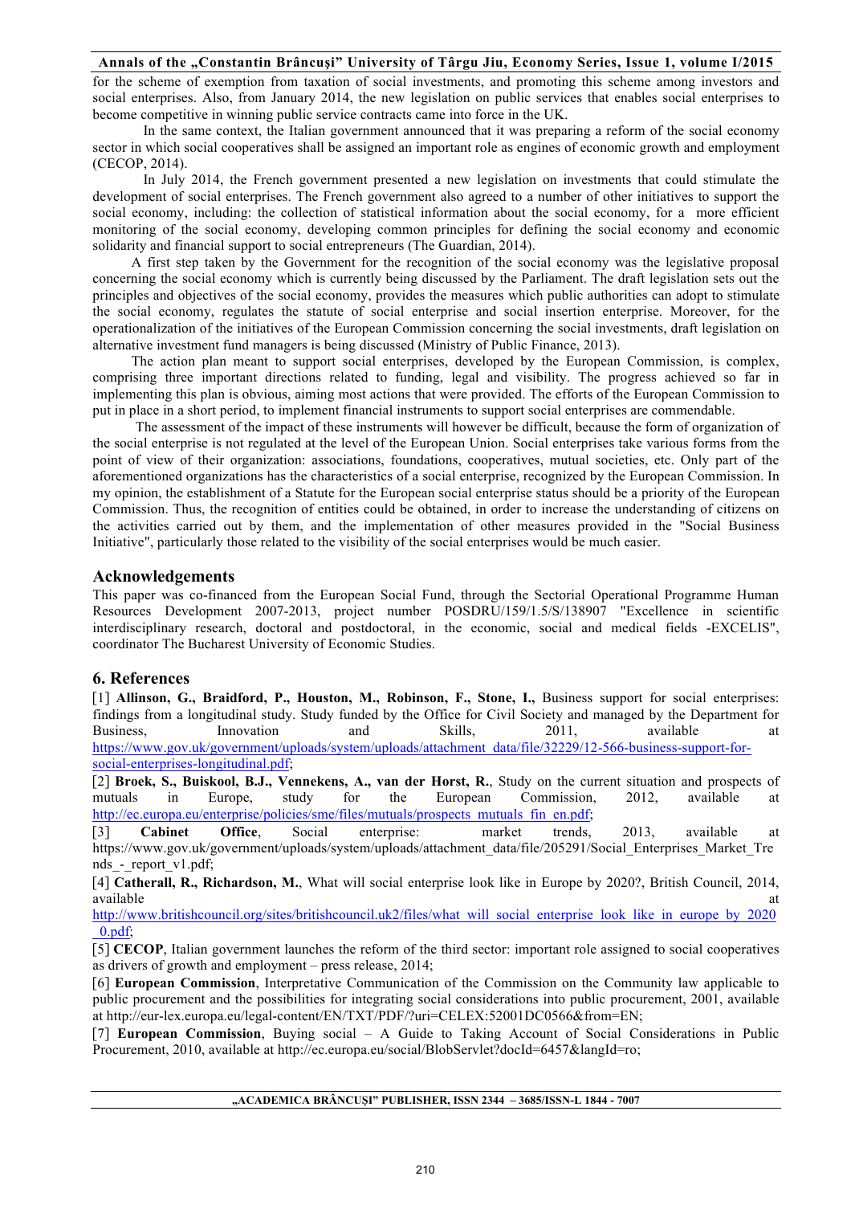for the scheme of exemption from taxation of social investments, and promoting this scheme among investors and social enterprises. Also, from January 2014, the new legislation on public services that enables social enterprises to become competitive in winning public service contracts came into force in the UK.

In the same context, the Italian government announced that it was preparing a reform of the social economy sector in which social cooperatives shall be assigned an important role as engines of economic growth and employment (CECOP, 2014).

In July 2014, the French government presented a new legislation on investments that could stimulate the development of social enterprises. The French government also agreed to a number of other initiatives to support the social economy, including: the collection of statistical information about the social economy, for a more efficient monitoring of the social economy, developing common principles for defining the social economy and economic solidarity and financial support to social entrepreneurs (The Guardian, 2014).

A first step taken by the Government for the recognition of the social economy was the legislative proposal concerning the social economy which is currently being discussed by the Parliament. The draft legislation sets out the principles and objectives of the social economy, provides the measures which public authorities can adopt to stimulate the social economy, regulates the statute of social enterprise and social insertion enterprise. Moreover, for the operationalization of the initiatives of the European Commission concerning the social investments, draft legislation on alternative investment fund managers is being discussed (Ministry of Public Finance, 2013).

The action plan meant to support social enterprises, developed by the European Commission, is complex, comprising three important directions related to funding, legal and visibility. The progress achieved so far in implementing this plan is obvious, aiming most actions that were provided. The efforts of the European Commission to put in place in a short period, to implement financial instruments to support social enterprises are commendable.

The assessment of the impact of these instruments will however be difficult, because the form of organization of the social enterprise is not regulated at the level of the European Union. Social enterprises take various forms from the point of view of their organization: associations, foundations, cooperatives, mutual societies, etc. Only part of the aforementioned organizations has the characteristics of a social enterprise, recognized by the European Commission. In my opinion, the establishment of a Statute for the European social enterprise status should be a priority of the European Commission. Thus, the recognition of entities could be obtained, in order to increase the understanding of citizens on the activities carried out by them, and the implementation of other measures provided in the "Social Business Initiative", particularly those related to the visibility of the social enterprises would be much easier.

## Acknowledgements

This paper was co-financed from the European Social Fund, through the Sectorial Operational Programme Human Resources Development 2007-2013, project number POSDRU/159/1.5/S/138907 "Excellence in scientific interdisciplinary research, doctoral and postdoctoral, in the economic, social and medical fields -EXCELIS", coordinator The Bucharest University of Economic Studies.

## 6. References

[1] **Allinson, G., Braidford, P., Houston, M., Robinson, F., Stone, I.,** Business support for social enterprises: findings from a longitudinal study. Study funded by the Office for Civil Society and managed by the Department for Business, Innovation and Skills, 2011, available at https://www.gov.uk/government/uploads/system/uploads/attachment_data/file/32229/12-566-business-support-for-social-enterprises-longitudinal.pdf;

[2] **Broek, S., Buiskool, B.J., Vennekens, A., van der Horst, R.**, Study on the current situation and prospects of mutuals in Europe, study for the European Commission, 2012, available at http://ec.europa.eu/enterprise/policies/sme/files/mutuals/prospects_mutuals_fin_en.pdf;

[3] **Cabinet Office**, Social enterprise: market trends, 2013, available at https://www.gov.uk/government/uploads/system/uploads/attachment_data/file/205291/Social_Enterprises_Market_Trends_-_report_v1.pdf;

[4] **Catherall, R., Richardson, M.**, What will social enterprise look like in Europe by 2020?, British Council, 2014, available at http://www.britishcouncil.org/sites/britishcouncil.uk2/files/what_will_social_enterprise_look_like_in_europe_by_2020_0.pdf;

[5] **CECOP**, Italian government launches the reform of the third sector: important role assigned to social cooperatives as drivers of growth and employment – press release, 2014;

[6] **European Commission**, Interpretative Communication of the Commission on the Community law applicable to public procurement and the possibilities for integrating social considerations into public procurement, 2001, available at http://eur-lex.europa.eu/legal-content/EN/TXT/PDF/?uri=CELEX:52001DC0566&from=EN;

[7] **European Commission**, Buying social – A Guide to Taking Account of Social Considerations in Public Procurement, 2010, available at http://ec.europa.eu/social/BlobServlet?docId=6457&langId=ro;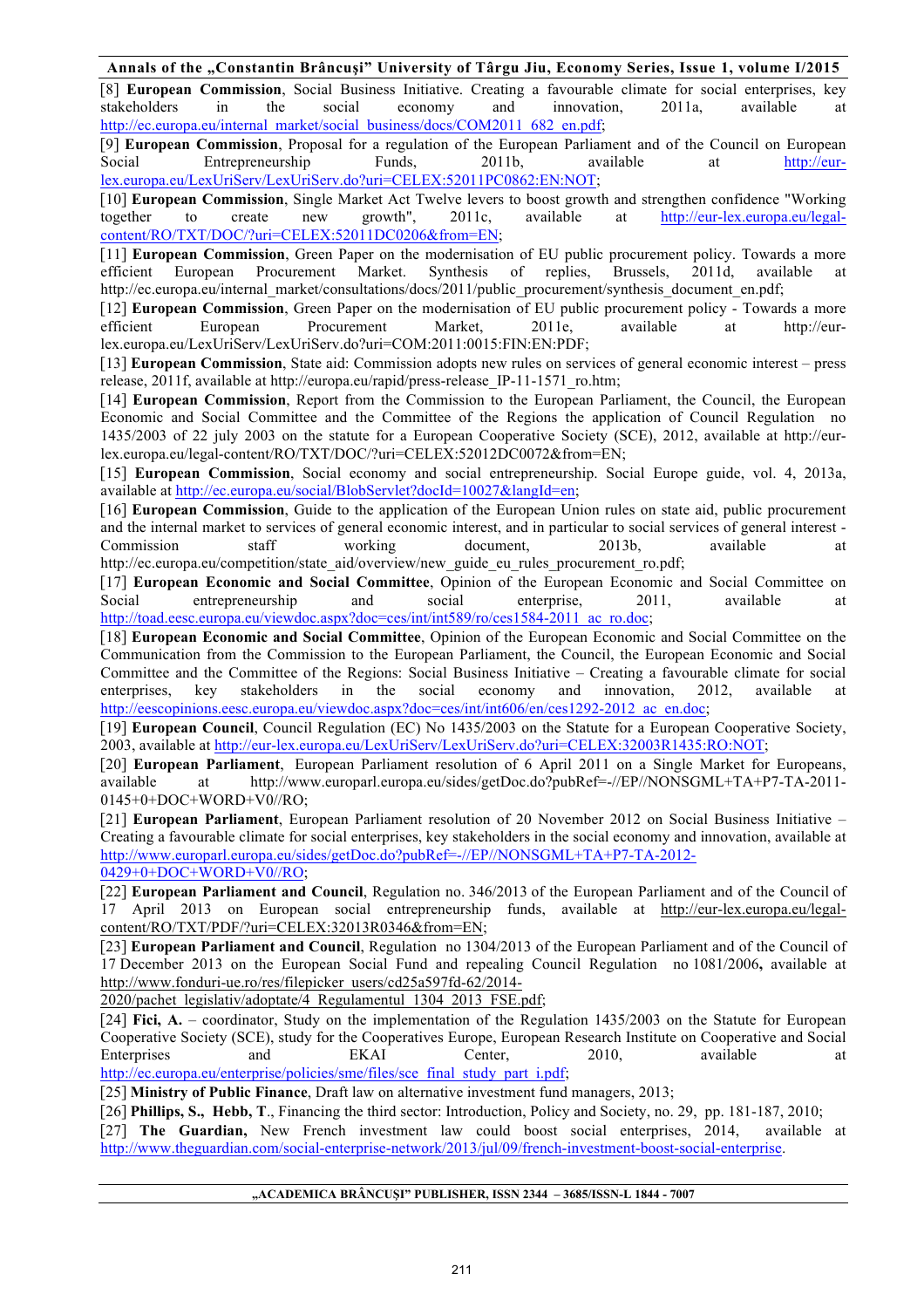[8] **European Commission**, Social Business Initiative. Creating a favourable climate for social enterprises, key stakeholders in the social economy and innovation, 2011a, available at http://ec.europa.eu/internal_market/social_business/docs/COM2011_682_en.pdf;

[9] **European Commission**, Proposal for a regulation of the European Parliament and of the Council on European Social Entrepreneurship Funds, 2011b, available at http://eur-lex.europa.eu/LexUriServ/LexUriServ.do?uri=CELEX:52011PC0862:EN:NOT;

[10] **European Commission**, Single Market Act Twelve levers to boost growth and strengthen confidence "Working together to create new growth", 2011c, available at http://eur-lex.europa.eu/legal-content/RO/TXT/DOC/?uri=CELEX:52011DC0206&from=EN;

[11] **European Commission**, Green Paper on the modernisation of EU public procurement policy. Towards a more efficient European Procurement Market. Synthesis of replies, Brussels, 2011d, available at http://ec.europa.eu/internal_market/consultations/docs/2011/public_procurement/synthesis_document_en.pdf;

[12] **European Commission**, Green Paper on the modernisation of EU public procurement policy - Towards a more efficient European Procurement Market, 2011e, available at http://eur-lex.europa.eu/LexUriServ/LexUriServ.do?uri=COM:2011:0015:FIN:EN:PDF;

[13] **European Commission**, State aid: Commission adopts new rules on services of general economic interest – press release, 2011f, available at http://europa.eu/rapid/press-release_IP-11-1571_ro.htm;

[14] **European Commission**, Report from the Commission to the European Parliament, the Council, the European Economic and Social Committee and the Committee of the Regions the application of Council Regulation no 1435/2003 of 22 july 2003 on the statute for a European Cooperative Society (SCE), 2012, available at http://eur-lex.europa.eu/legal-content/RO/TXT/DOC/?uri=CELEX:52012DC0072&from=EN;

[15] **European Commission**, Social economy and social entrepreneurship. Social Europe guide, vol. 4, 2013a, available at http://ec.europa.eu/social/BlobServlet?docId=10027&langId=en;

[16] **European Commission**, Guide to the application of the European Union rules on state aid, public procurement and the internal market to services of general economic interest, and in particular to social services of general interest - Commission staff working document, 2013b, available at http://ec.europa.eu/competition/state_aid/overview/new_guide_eu_rules_procurement_ro.pdf;

[17] **European Economic and Social Committee**, Opinion of the European Economic and Social Committee on Social entrepreneurship and social enterprise, 2011, available at http://toad.eesc.europa.eu/viewdoc.aspx?doc=ces/int/int589/ro/ces1584-2011_ac_ro.doc;

[18] **European Economic and Social Committee**, Opinion of the European Economic and Social Committee on the Communication from the Commission to the European Parliament, the Council, the European Economic and Social Committee and the Committee of the Regions: Social Business Initiative – Creating a favourable climate for social enterprises, key stakeholders in the social economy and innovation, 2012, available at http://eescopinions.eesc.europa.eu/viewdoc.aspx?doc=ces/int/int606/en/ces1292-2012_ac_en.doc;

[19] **European Council**, Council Regulation (EC) No 1435/2003 on the Statute for a European Cooperative Society, 2003, available at http://eur-lex.europa.eu/LexUriServ/LexUriServ.do?uri=CELEX:32003R1435:RO:NOT;

[20] **European Parliament**, European Parliament resolution of 6 April 2011 on a Single Market for Europeans, available at http://www.europarl.europa.eu/sides/getDoc.do?pubRef=-//EP//NONSGML+TA+P7-TA-2011-0145+0+DOC+WORD+V0//RO;

[21] **European Parliament**, European Parliament resolution of 20 November 2012 on Social Business Initiative – Creating a favourable climate for social enterprises, key stakeholders in the social economy and innovation, available at http://www.europarl.europa.eu/sides/getDoc.do?pubRef=-//EP//NONSGML+TA+P7-TA-2012-0429+0+DOC+WORD+V0//RO;

[22] **European Parliament and Council**, Regulation no. 346/2013 of the European Parliament and of the Council of 17 April 2013 on European social entrepreneurship funds, available at http://eur-lex.europa.eu/legal-content/RO/TXT/PDF/?uri=CELEX:32013R0346&from=EN;

[23] **European Parliament and Council**, Regulation no 1304/2013 of the European Parliament and of the Council of 17 December 2013 on the European Social Fund and repealing Council Regulation no 1081/2006**,** available at http://www.fonduri-ue.ro/res/filepicker_users/cd25a597fd-62/2014-2020/pachet_legislativ/adoptate/4_Regulamentul_1304_2013_FSE.pdf;

[24] **Fici, A.** – coordinator, Study on the implementation of the Regulation 1435/2003 on the Statute for European Cooperative Society (SCE), study for the Cooperatives Europe, European Research Institute on Cooperative and Social Enterprises and EKAI Center, 2010, available at http://ec.europa.eu/enterprise/policies/sme/files/sce_final_study_part_i.pdf;

[25] **Ministry of Public Finance**, Draft law on alternative investment fund managers, 2013;

[26] **Phillips, S., Hebb, T**., Financing the third sector: Introduction, Policy and Society, no. 29, pp. 181-187, 2010;

[27] **The Guardian,** New French investment law could boost social enterprises, 2014, available at http://www.theguardian.com/social-enterprise-network/2013/jul/09/french-investment-boost-social-enterprise.